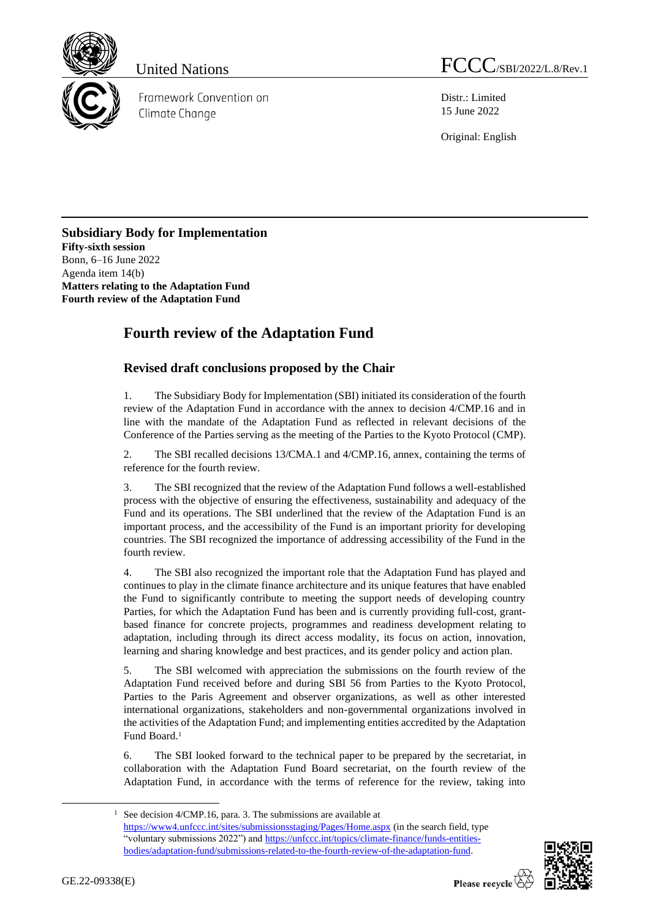United Nations

Framework Convention on Climate Change

FCCC/SBI/2022/L.8/Rev.1

Distr.: Limited
15 June 2022

Original: English

**Subsidiary Body for Implementation**
**Fifty-sixth session**
Bonn, 6–16 June 2022
Agenda item 14(b)
**Matters relating to the Adaptation Fund**
**Fourth review of the Adaptation Fund**

# Fourth review of the Adaptation Fund

## Revised draft conclusions proposed by the Chair

1. The Subsidiary Body for Implementation (SBI) initiated its consideration of the fourth review of the Adaptation Fund in accordance with the annex to decision 4/CMP.16 and in line with the mandate of the Adaptation Fund as reflected in relevant decisions of the Conference of the Parties serving as the meeting of the Parties to the Kyoto Protocol (CMP).

2. The SBI recalled decisions 13/CMA.1 and 4/CMP.16, annex, containing the terms of reference for the fourth review.

3. The SBI recognized that the review of the Adaptation Fund follows a well-established process with the objective of ensuring the effectiveness, sustainability and adequacy of the Fund and its operations. The SBI underlined that the review of the Adaptation Fund is an important process, and the accessibility of the Fund is an important priority for developing countries. The SBI recognized the importance of addressing accessibility of the Fund in the fourth review.

4. The SBI also recognized the important role that the Adaptation Fund has played and continues to play in the climate finance architecture and its unique features that have enabled the Fund to significantly contribute to meeting the support needs of developing country Parties, for which the Adaptation Fund has been and is currently providing full-cost, grant-based finance for concrete projects, programmes and readiness development relating to adaptation, including through its direct access modality, its focus on action, innovation, learning and sharing knowledge and best practices, and its gender policy and action plan.

5. The SBI welcomed with appreciation the submissions on the fourth review of the Adaptation Fund received before and during SBI 56 from Parties to the Kyoto Protocol, Parties to the Paris Agreement and observer organizations, as well as other interested international organizations, stakeholders and non-governmental organizations involved in the activities of the Adaptation Fund; and implementing entities accredited by the Adaptation Fund Board.[1]

6. The SBI looked forward to the technical paper to be prepared by the secretariat, in collaboration with the Adaptation Fund Board secretariat, on the fourth review of the Adaptation Fund, in accordance with the terms of reference for the review, taking into

[1] See decision 4/CMP.16, para. 3. The submissions are available at https://www4.unfccc.int/sites/submissionsstaging/Pages/Home.aspx (in the search field, type "voluntary submissions 2022") and https://unfccc.int/topics/climate-finance/funds-entities-bodies/adaptation-fund/submissions-related-to-the-fourth-review-of-the-adaptation-fund.

GE.22-09338(E)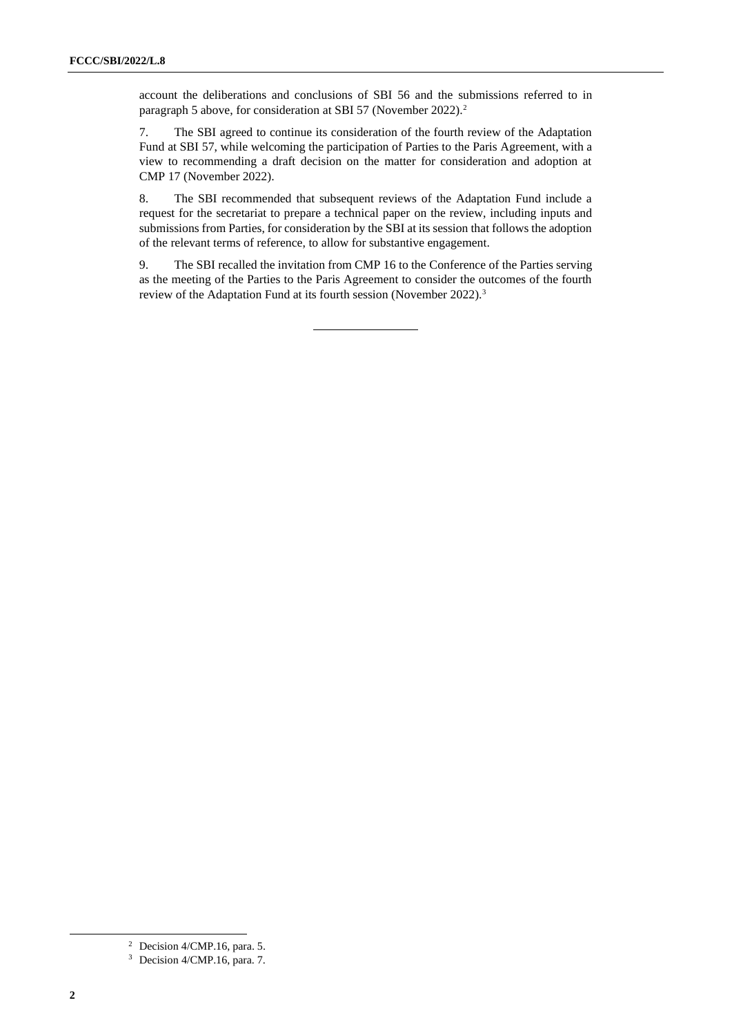account the deliberations and conclusions of SBI 56 and the submissions referred to in paragraph 5 above, for consideration at SBI 57 (November 2022).[2]

7. The SBI agreed to continue its consideration of the fourth review of the Adaptation Fund at SBI 57, while welcoming the participation of Parties to the Paris Agreement, with a view to recommending a draft decision on the matter for consideration and adoption at CMP 17 (November 2022).

8. The SBI recommended that subsequent reviews of the Adaptation Fund include a request for the secretariat to prepare a technical paper on the review, including inputs and submissions from Parties, for consideration by the SBI at its session that follows the adoption of the relevant terms of reference, to allow for substantive engagement.

9. The SBI recalled the invitation from CMP 16 to the Conference of the Parties serving as the meeting of the Parties to the Paris Agreement to consider the outcomes of the fourth review of the Adaptation Fund at its fourth session (November 2022).[3]

---

[2] Decision 4/CMP.16, para. 5.

[3] Decision 4/CMP.16, para. 7.